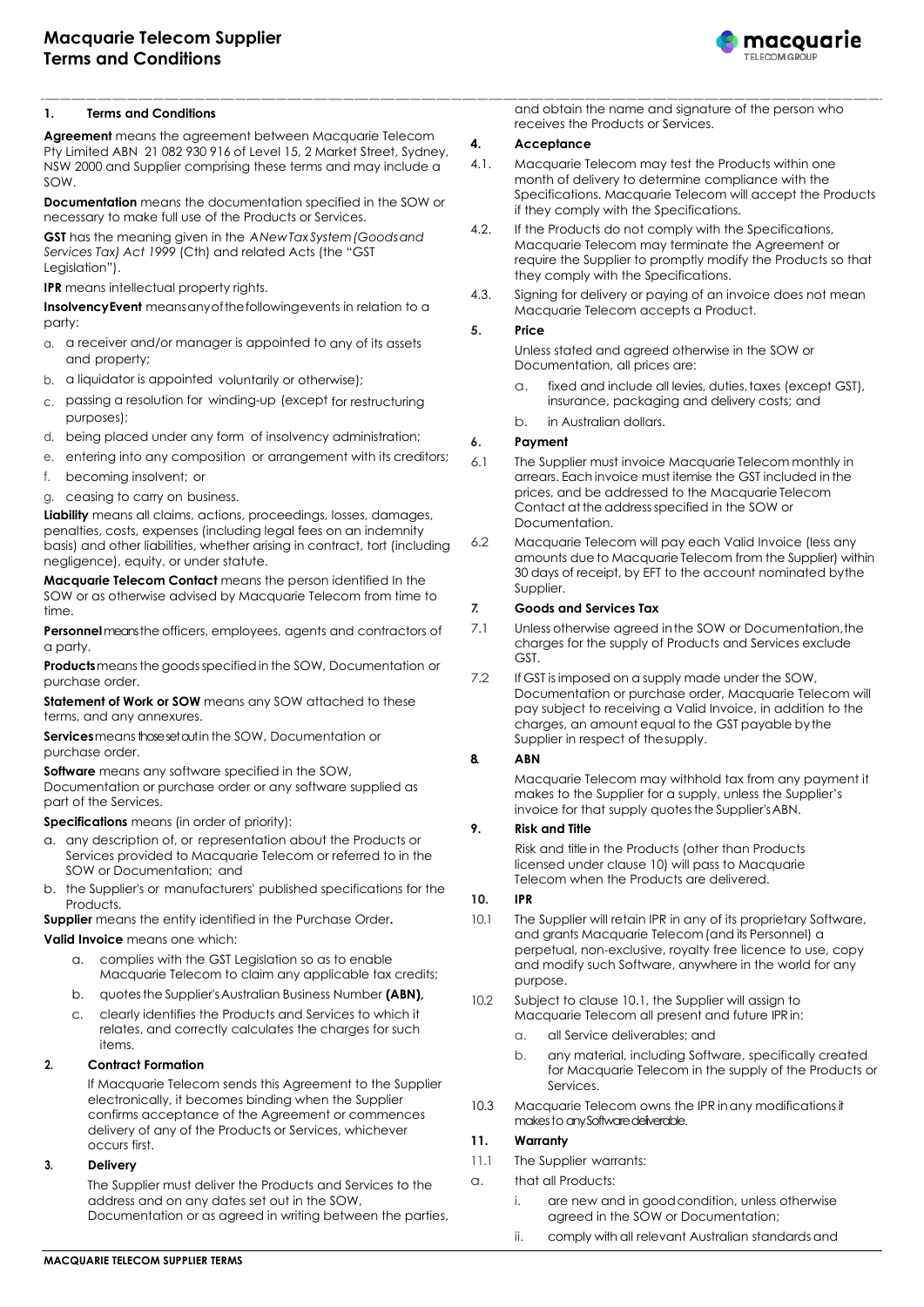# Macquarie Telecom Supplier Terms and Conditions

## 1. Terms and Conditions

**Agreement** means the agreement between Macquarie Telecom Pty Limited ABN 21 082 930 916 of Level 15, 2 Market Street, Sydney, NSW 2000 and Supplier comprising these terms and may include a SOW.

**Documentation** means the documentation specified in the SOW or necessary to make full use of the Products or Services.

**GST** has the meaning given in the *A New Tax System (Goods and Services Tax) Act 1999* (Cth) and related Acts (the "GST Legislation").

**IPR** means intellectual property rights.

**Insolvency Event** means any of the following events in relation to a party:

a. a receiver and/or manager is appointed to any of its assets and property;
b. a liquidator is appointed voluntarily or otherwise);
c. passing a resolution for winding-up (except for restructuring purposes);
d. being placed under any form of insolvency administration;
e. entering into any composition or arrangement with its creditors;
f. becoming insolvent; or
g. ceasing to carry on business.

**Liability** means all claims, actions, proceedings, losses, damages, penalties, costs, expenses (including legal fees on an indemnity basis) and other liabilities, whether arising in contract, tort (including negligence), equity, or under statute.

**Macquarie Telecom Contact** means the person identified In the SOW or as otherwise advised by Macquarie Telecom from time to time.

**Personnel** means the officers, employees, agents and contractors of a party.

**Products** means the goods specified in the SOW, Documentation or purchase order.

**Statement of Work or SOW** means any SOW attached to these terms, and any annexures.

**Services** means those set out in the SOW, Documentation or purchase order.

**Software** means any software specified in the SOW, Documentation or purchase order or any software supplied as part of the Services.

**Specifications** means (in order of priority):

a. any description of, or representation about the Products or Services provided to Macquarie Telecom or referred to in the SOW or Documentation; and
b. the Supplier's or manufacturers' published specifications for the Products.

**Supplier** means the entity identified in the Purchase Order**.**

**Valid Invoice** means one which:

a. complies with the GST Legislation so as to enable Macquarie Telecom to claim any applicable tax credits;
b. quotes the Supplier's Australian Business Number **(ABN),**
c. clearly identifies the Products and Services to which it relates, and correctly calculates the charges for such items.

## 2. Contract Formation

If Macquarie Telecom sends this Agreement to the Supplier electronically, it becomes binding when the Supplier confirms acceptance of the Agreement or commences delivery of any of the Products or Services, whichever occurs first.

## 3. Delivery

The Supplier must deliver the Products and Services to the address and on any dates set out in the SOW, Documentation or as agreed in writing between the parties, and obtain the name and signature of the person who receives the Products or Services.

## 4. Acceptance

4.1. Macquarie Telecom may test the Products within one month of delivery to determine compliance with the Specifications. Macquarie Telecom will accept the Products if they comply with the Specifications.

4.2. If the Products do not comply with the Specifications, Macquarie Telecom may terminate the Agreement or require the Supplier to promptly modify the Products so that they comply with the Specifications.

4.3. Signing for delivery or paying of an invoice does not mean Macquarie Telecom accepts a Product.

## 5. Price

Unless stated and agreed otherwise in the SOW or Documentation, all prices are:

a. fixed and include all levies, duties, taxes (except GST), insurance, packaging and delivery costs; and
b. in Australian dollars.

## 6. Payment

6.1 The Supplier must invoice Macquarie Telecom monthly in arrears. Each invoice must itemise the GST included in the prices, and be addressed to the Macquarie Telecom Contact at the address specified in the SOW or Documentation.

6.2 Macquarie Telecom will pay each Valid Invoice (less any amounts due to Macquarie Telecom from the Supplier) within 30 days of receipt, by EFT to the account nominated by the Supplier.

## 7. Goods and Services Tax

7.1 Unless otherwise agreed in the SOW or Documentation, the charges for the supply of Products and Services exclude GST.

7.2 If GST is imposed on a supply made under the SOW, Documentation or purchase order, Macquarie Telecom will pay subject to receiving a Valid Invoice, in addition to the charges, an amount equal to the GST payable by the Supplier in respect of the supply.

## 8. ABN

Macquarie Telecom may withhold tax from any payment it makes to the Supplier for a supply, unless the Supplier's invoice for that supply quotes the Supplier's ABN.

## 9. Risk and Title

Risk and title in the Products (other than Products licensed under clause 10) will pass to Macquarie Telecom when the Products are delivered.

## 10. IPR

10.1 The Supplier will retain IPR in any of its proprietary Software, and grants Macquarie Telecom (and its Personnel) a perpetual, non-exclusive, royalty free licence to use, copy and modify such Software, anywhere in the world for any purpose.

10.2 Subject to clause 10.1, the Supplier will assign to Macquarie Telecom all present and future IPR in:

a. all Service deliverables; and
b. any material, including Software, specifically created for Macquarie Telecom in the supply of the Products or Services.

10.3 Macquarie Telecom owns the IPR in any modifications it makes to any Software deliverable.

## 11. Warranty

11.1 The Supplier warrants:

a. that all Products:
   i. are new and in good condition, unless otherwise agreed in the SOW or Documentation;
   ii. comply with all relevant Australian standards and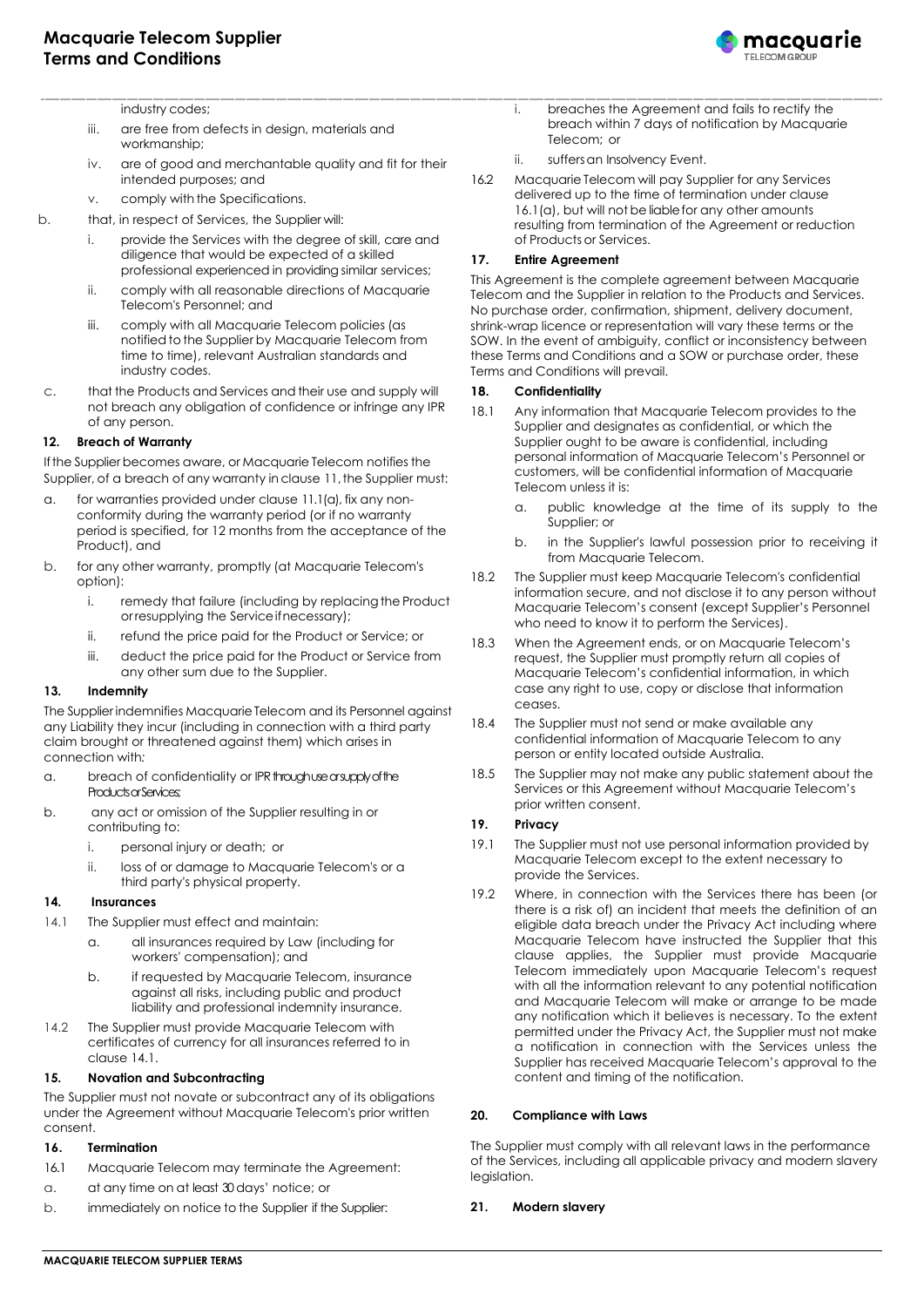industry codes;

iii. are free from defects in design, materials and workmanship;

iv. are of good and merchantable quality and fit for their intended purposes; and

v. comply with the Specifications.

b. that, in respect of Services, the Supplier will:

i. provide the Services with the degree of skill, care and diligence that would be expected of a skilled professional experienced in providing similar services;

ii. comply with all reasonable directions of Macquarie Telecom's Personnel; and

iii. comply with all Macquarie Telecom policies (as notified to the Supplier by Macquarie Telecom from time to time), relevant Australian standards and industry codes.

c. that the Products and Services and their use and supply will not breach any obligation of confidence or infringe any IPR of any person.

### 12. Breach of Warranty

If the Supplier becomes aware, or Macquarie Telecom notifies the Supplier, of a breach of any warranty in clause 11, the Supplier must:

a. for warranties provided under clause 11.1(a), fix any non-conformity during the warranty period (or if no warranty period is specified, for 12 months from the acceptance of the Product), and

b. for any other warranty, promptly (at Macquarie Telecom's option):

i. remedy that failure (including by replacing the Product or resupplying the Service if necessary);

ii. refund the price paid for the Product or Service; or

iii. deduct the price paid for the Product or Service from any other sum due to the Supplier.

### 13. Indemnity

The Supplier indemnifies Macquarie Telecom and its Personnel against any Liability they incur (including in connection with a third party claim brought or threatened against them) which arises in connection with:

a. breach of confidentiality or IPR through use or supply of the Products or Services;

b. any act or omission of the Supplier resulting in or contributing to:

i. personal injury or death; or

ii. loss of or damage to Macquarie Telecom's or a third party's physical property.

### 14. Insurances

14.1 The Supplier must effect and maintain:

a. all insurances required by Law (including for workers' compensation); and

b. if requested by Macquarie Telecom, insurance against all risks, including public and product liability and professional indemnity insurance.

14.2 The Supplier must provide Macquarie Telecom with certificates of currency for all insurances referred to in clause 14.1.

### 15. Novation and Subcontracting

The Supplier must not novate or subcontract any of its obligations under the Agreement without Macquarie Telecom's prior written consent.

### 16. Termination

16.1 Macquarie Telecom may terminate the Agreement:

a. at any time on at least 30 days' notice; or

b. immediately on notice to the Supplier if the Supplier:

i. breaches the Agreement and fails to rectify the breach within 7 days of notification by Macquarie Telecom; or

ii. suffers an Insolvency Event.

16.2 Macquarie Telecom will pay Supplier for any Services delivered up to the time of termination under clause 16.1(a), but will not be liable for any other amounts resulting from termination of the Agreement or reduction of Products or Services.

### 17. Entire Agreement

This Agreement is the complete agreement between Macquarie Telecom and the Supplier in relation to the Products and Services. No purchase order, confirmation, shipment, delivery document, shrink-wrap licence or representation will vary these terms or the SOW. In the event of ambiguity, conflict or inconsistency between these Terms and Conditions and a SOW or purchase order, these Terms and Conditions will prevail.

### 18. Confidentiality

18.1 Any information that Macquarie Telecom provides to the Supplier and designates as confidential, or which the Supplier ought to be aware is confidential, including personal information of Macquarie Telecom's Personnel or customers, will be confidential information of Macquarie Telecom unless it is:

a. public knowledge at the time of its supply to the Supplier; or

b. in the Supplier's lawful possession prior to receiving it from Macquarie Telecom.

18.2 The Supplier must keep Macquarie Telecom's confidential information secure, and not disclose it to any person without Macquarie Telecom's consent (except Supplier's Personnel who need to know it to perform the Services).

18.3 When the Agreement ends, or on Macquarie Telecom's request, the Supplier must promptly return all copies of Macquarie Telecom's confidential information, in which case any right to use, copy or disclose that information ceases.

18.4 The Supplier must not send or make available any confidential information of Macquarie Telecom to any person or entity located outside Australia.

18.5 The Supplier may not make any public statement about the Services or this Agreement without Macquarie Telecom's prior written consent.

### 19. Privacy

19.1 The Supplier must not use personal information provided by Macquarie Telecom except to the extent necessary to provide the Services.

19.2 Where, in connection with the Services there has been (or there is a risk of) an incident that meets the definition of an eligible data breach under the Privacy Act including where Macquarie Telecom have instructed the Supplier that this clause applies, the Supplier must provide Macquarie Telecom immediately upon Macquarie Telecom's request with all the information relevant to any potential notification and Macquarie Telecom will make or arrange to be made any notification which it believes is necessary. To the extent permitted under the Privacy Act, the Supplier must not make a notification in connection with the Services unless the Supplier has received Macquarie Telecom's approval to the content and timing of the notification.

### 20. Compliance with Laws

The Supplier must comply with all relevant laws in the performance of the Services, including all applicable privacy and modern slavery legislation.

### 21. Modern slavery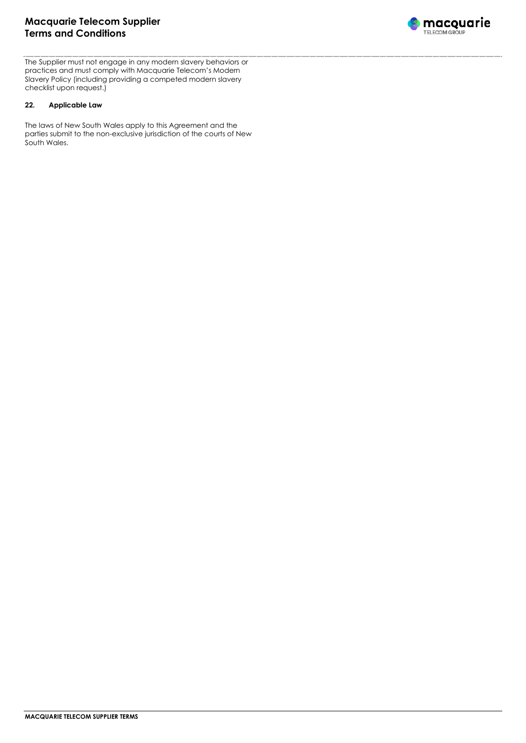The Supplier must not engage in any modern slavery behaviors or practices and must comply with Macquarie Telecom's Modern Slavery Policy (including providing a competed modern slavery checklist upon request.)

**22. Applicable Law**

The laws of New South Wales apply to this Agreement and the parties submit to the non-exclusive jurisdiction of the courts of New South Wales.